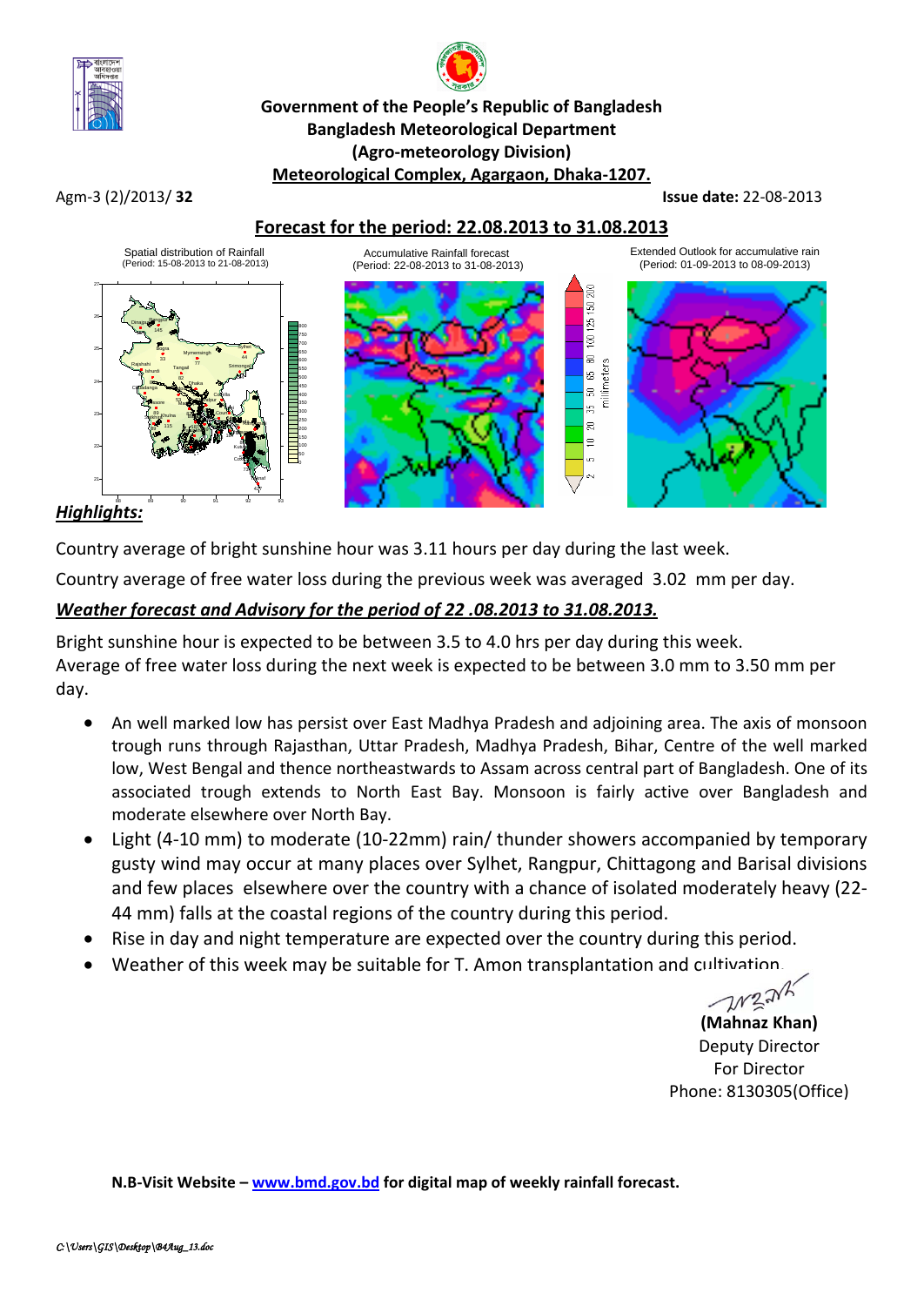**Government of the People's Republic of Bangladesh**
**Bangladesh Meteorological Department**
**(Agro-meteorology Division)**
**Meteorological Complex, Agargaon, Dhaka-1207.**

Agm-3 (2)/2013/ **32** **Issue date:** 22-08-2013

## Forecast for the period: 22.08.2013 to 31.08.2013

Spatial distribution of Rainfall (Period: 15-08-2013 to 21-08-2013)

Accumulative Rainfall forecast (Period: 22-08-2013 to 31-08-2013)

Extended Outlook for accumulative rain (Period: 01-09-2013 to 08-09-2013)

### *Highlights:*

Country average of bright sunshine hour was 3.11 hours per day during the last week.

Country average of free water loss during the previous week was averaged 3.02 mm per day.

### *Weather forecast and Advisory for the period of 22 .08.2013 to 31.08.2013.*

Bright sunshine hour is expected to be between 3.5 to 4.0 hrs per day during this week.
Average of free water loss during the next week is expected to be between 3.0 mm to 3.50 mm per day.

- An well marked low has persist over East Madhya Pradesh and adjoining area. The axis of monsoon trough runs through Rajasthan, Uttar Pradesh, Madhya Pradesh, Bihar, Centre of the well marked low, West Bengal and thence northeastwards to Assam across central part of Bangladesh. One of its associated trough extends to North East Bay. Monsoon is fairly active over Bangladesh and moderate elsewhere over North Bay.
- Light (4-10 mm) to moderate (10-22mm) rain/ thunder showers accompanied by temporary gusty wind may occur at many places over Sylhet, Rangpur, Chittagong and Barisal divisions and few places elsewhere over the country with a chance of isolated moderately heavy (22-44 mm) falls at the coastal regions of the country during this period.
- Rise in day and night temperature are expected over the country during this period.
- Weather of this week may be suitable for T. Amon transplantation and cultivation.

**(Mahnaz Khan)**
Deputy Director
For Director
Phone: 8130305(Office)

**N.B-Visit Website – www.bmd.gov.bd for digital map of weekly rainfall forecast.**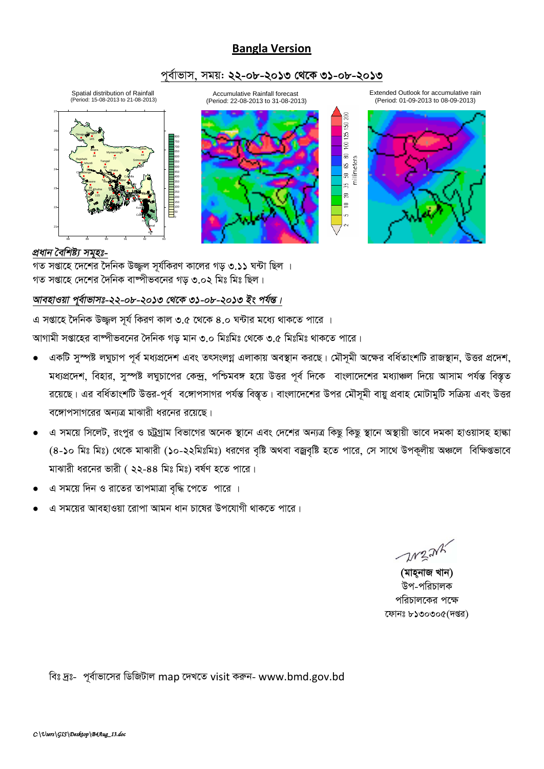# Bangla Version

## পূর্বাভাস, সময়: **২২-০৮-২০১৩ থেকে ৩১-০৮-২০১৩**

Spatial distribution of Rainfall (Period: 15-08-2013 to 21-08-2013)

Accumulative Rainfall forecast (Period: 22-08-2013 to 31-08-2013)

Extended Outlook for accumulative rain (Period: 01-09-2013 to 08-09-2013)

***প্রধান বৈশিষ্ট্য সমূহঃ-***

গত সপ্তাহে দেশের দৈনিক উজ্জ্বল সূর্যকিরণ কালের গড় ৩.১১ ঘন্টা ছিল ।

গত সপ্তাহে দেশের দৈনিক বাষ্পীভবনের গড় ৩.০২ মিঃ মিঃ ছিল।

***আবহাওয়া পূর্বাভাসঃ-২২-০৮-২০১৩ থেকে ৩১-০৮-২০১৩ ইং পর্যন্ত।***

এ সপ্তাহে দৈনিক উজ্জ্বল সূর্য কিরণ কাল ৩.৫ থেকে ৪.০ ঘন্টার মধ্যে থাকতে পারে ।

আগামী সপ্তাহের বাষ্পীভবনের দৈনিক গড় মান ৩.০ মিঃমিঃ থেকে ৩.৫ মিঃমিঃ থাকতে পারে।

- একটি সুস্পষ্ট লঘুচাপ পূর্ব মধ্যপ্রদেশ এবং তৎসংলগ্ন এলাকায় অবস্থান করছে। মৌসুমী অক্ষের বর্ধিতাংশটি রাজস্থান, উত্তর প্রদেশ, মধ্যপ্রদেশ, বিহার, সুস্পষ্ট লঘুচাপের কেন্দ্র, পশ্চিমবঙ্গ হয়ে উত্তর পূর্ব দিকে বাংলাদেশের মধ্যাঞ্চল দিয়ে আসাম পর্যন্ত বিস্তৃত রয়েছে। এর বর্ধিতাংশটি উত্তর-পূর্ব বঙ্গোপসাগর পর্যন্ত বিস্তৃত। বাংলাদেশের উপর মৌসুমী বায়ু প্রবাহ মোটামুটি সক্রিয় এবং উত্তর বঙ্গোপসাগরের অন্যত্র মাঝারী ধরনের রয়েছে।
- এ সময়ে সিলেট, রংপুর ও চট্টগ্রাম বিভাগের অনেক স্থানে এবং দেশের অন্যত্র কিছু কিছু স্থানে অস্থায়ী ভাবে দমকা হাওয়াসহ হাল্কা (৪-১০ মিঃ মিঃ) থেকে মাঝারী (১০-২২মিঃমিঃ) ধরণের বৃষ্টি অথবা বজ্রবৃষ্টি হতে পারে, সে সাথে উপকূলীয় অঞ্চলে বিক্ষিপ্তভাবে মাঝারী ধরনের ভারী ( ২২-৪৪ মিঃ মিঃ) বর্ষণ হতে পারে।
- এ সময়ে দিন ও রাতের তাপমাত্রা বৃদ্ধি পেতে পারে ।
- এ সময়ের আবহাওয়া রোপা আমন ধান চাষের উপযোগী থাকতে পারে।

**(মাহ্‌নাজ খান)**
উপ-পরিচালক
পরিচালকের পক্ষে
ফোনঃ ৮১৩০৩০৫(দপ্তর)

বিঃ দ্রঃ- পূর্বাভাসের ডিজিটাল map দেখতে visit করুন- www.bmd.gov.bd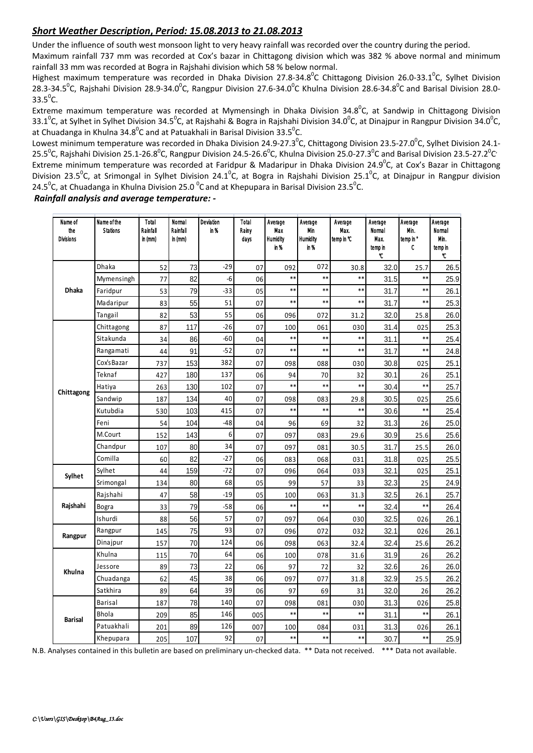## *Short Weather Description, Period: 15.08.2013 to 21.08.2013*

Under the influence of south west monsoon light to very heavy rainfall was recorded over the country during the period.

Maximum rainfall 737 mm was recorded at Cox's bazar in Chittagong division which was 382 % above normal and minimum rainfall 33 mm was recorded at Bogra in Rajshahi division which 58 % below normal.

Highest maximum temperature was recorded in Dhaka Division 27.8-34.8$^0$C Chittagong Division 26.0-33.1$^0$C, Sylhet Division 28.3-34.5$^0$C, Rajshahi Division 28.9-34.0$^0$C, Rangpur Division 27.6-34.0$^0$C Khulna Division 28.6-34.8$^0$C and Barisal Division 28.0-33.5$^0$C.

Extreme maximum temperature was recorded at Mymensingh in Dhaka Division 34.8$^0$C, at Sandwip in Chittagong Division 33.1$^0$C, at Sylhet in Sylhet Division 34.5$^0$C, at Rajshahi & Bogra in Rajshahi Division 34.0$^0$C, at Dinajpur in Rangpur Division 34.0$^0$C, at Chuadanga in Khulna 34.8$^0$C and at Patuakhali in Barisal Division 33.5$^0$C.

Lowest minimum temperature was recorded in Dhaka Division 24.9-27.3$^0$C, Chittagong Division 23.5-27.0$^0$C, Sylhet Division 24.1-25.5$^0$C, Rajshahi Division 25.1-26.8$^0$C, Rangpur Division 24.5-26.6$^0$C, Khulna Division 25.0-27.3$^0$C and Barisal Division 23.5-27.2$^0$C.

Extreme minimum temperature was recorded at Faridpur & Madaripur in Dhaka Division 24.9$^0$C, at Cox's Bazar in Chittagong Division 23.5$^0$C, at Srimongal in Sylhet Division 24.1$^0$C, at Bogra in Rajshahi Division 25.1$^0$C, at Dinajpur in Rangpur division 24.5$^0$C, at Chuadanga in Khulna Division 25.0 $^0$C and at Khepupara in Barisal Division 23.5$^0$C.

### *Rainfall analysis and average temperature: -*

| Name of the Divisions | Name of the Stations | Total Rainfall in (mm) | Normal Rainfall in (mm) | Deviation in % | Total Rainy days | Average Max Humidity in % | Average Min Humidity in % | Average Max. temp in ℃ | Average Normal Max. temp in ℃ | Average Min. temp in ° C | Average Normal Min. temp in ℃ |
|---|---|---|---|---|---|---|---|---|---|---|---|
| Dhaka | Dhaka | 52 | 73 | -29 | 07 | 092 | 072 | 30.8 | 32.0 | 25.7 | 26.5 |
| | Mymensingh | 77 | 82 | -6 | 06 | ** | ** | ** | 31.5 | ** | 25.9 |
| | Faridpur | 53 | 79 | -33 | 05 | ** | ** | ** | 31.7 | ** | 26.1 |
| | Madaripur | 83 | 55 | 51 | 07 | ** | ** | ** | 31.7 | ** | 25.3 |
| | Tangail | 82 | 53 | 55 | 06 | 096 | 072 | 31.2 | 32.0 | 25.8 | 26.0 |
| Chittagong | Chittagong | 87 | 117 | -26 | 07 | 100 | 061 | 030 | 31.4 | 025 | 25.3 |
| | Sitakunda | 34 | 86 | -60 | 04 | ** | ** | ** | 31.1 | ** | 25.4 |
| | Rangamati | 44 | 91 | -52 | 07 | ** | ** | ** | 31.7 | ** | 24.8 |
| | Cox's Bazar | 737 | 153 | 382 | 07 | 098 | 088 | 030 | 30.8 | 025 | 25.1 |
| | Teknaf | 427 | 180 | 137 | 06 | 94 | 70 | 32 | 30.1 | 26 | 25.1 |
| | Hatiya | 263 | 130 | 102 | 07 | ** | ** | ** | 30.4 | ** | 25.7 |
| | Sandwip | 187 | 134 | 40 | 07 | 098 | 083 | 29.8 | 30.5 | 025 | 25.6 |
| | Kutubdia | 530 | 103 | 415 | 07 | ** | ** | ** | 30.6 | ** | 25.4 |
| | Feni | 54 | 104 | -48 | 04 | 96 | 69 | 32 | 31.3 | 26 | 25.0 |
| | M.Court | 152 | 143 | 6 | 07 | 097 | 083 | 29.6 | 30.9 | 25.6 | 25.6 |
| | Chandpur | 107 | 80 | 34 | 07 | 097 | 081 | 30.5 | 31.7 | 25.5 | 26.0 |
| | Comilla | 60 | 82 | -27 | 06 | 083 | 068 | 031 | 31.8 | 025 | 25.5 |
| Sylhet | Sylhet | 44 | 159 | -72 | 07 | 096 | 064 | 033 | 32.1 | 025 | 25.1 |
| | Srimongal | 134 | 80 | 68 | 05 | 99 | 57 | 33 | 32.3 | 25 | 24.9 |
| Rajshahi | Rajshahi | 47 | 58 | -19 | 05 | 100 | 063 | 31.3 | 32.5 | 26.1 | 25.7 |
| | Bogra | 33 | 79 | -58 | 06 | ** | ** | ** | 32.4 | ** | 26.4 |
| | Ishurdi | 88 | 56 | 57 | 07 | 097 | 064 | 030 | 32.5 | 026 | 26.1 |
| Rangpur | Rangpur | 145 | 75 | 93 | 07 | 096 | 072 | 032 | 32.1 | 026 | 26.1 |
| | Dinajpur | 157 | 70 | 124 | 06 | 098 | 063 | 32.4 | 32.4 | 25.6 | 26.2 |
| Khulna | Khulna | 115 | 70 | 64 | 06 | 100 | 078 | 31.6 | 31.9 | 26 | 26.2 |
| | Jessore | 89 | 73 | 22 | 06 | 97 | 72 | 32 | 32.6 | 26 | 26.0 |
| | Chuadanga | 62 | 45 | 38 | 06 | 097 | 077 | 31.8 | 32.9 | 25.5 | 26.2 |
| | Satkhira | 89 | 64 | 39 | 06 | 97 | 69 | 31 | 32.0 | 26 | 26.2 |
| Barisal | Barisal | 187 | 78 | 140 | 07 | 098 | 081 | 030 | 31.3 | 026 | 25.8 |
| | Bhola | 209 | 85 | 146 | 005 | ** | ** | ** | 31.1 | ** | 26.1 |
| | Patuakhali | 201 | 89 | 126 | 007 | 100 | 084 | 031 | 31.3 | 026 | 26.1 |
| | Khepupara | 205 | 107 | 92 | 07 | ** | ** | ** | 30.7 | ** | 25.9 |

N.B. Analyses contained in this bulletin are based on preliminary un-checked data. ** Data not received. *** Data not available.